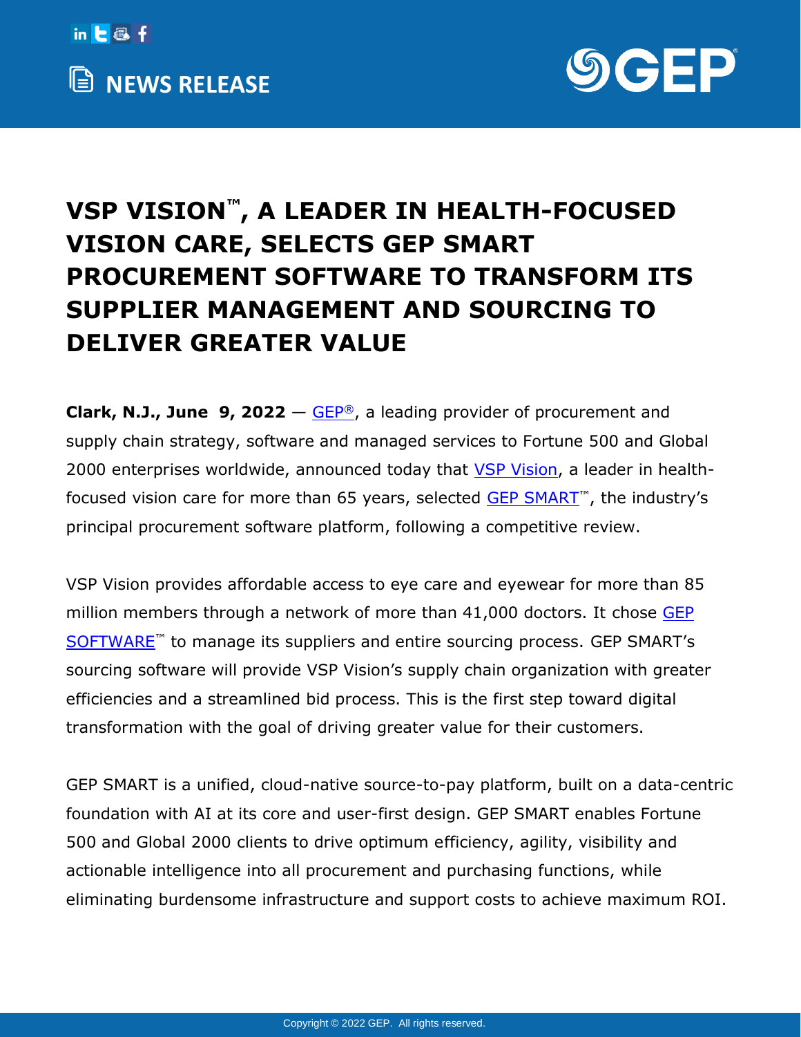NEWS RELEASE

# VSP VISION™, A LEADER IN HEALTH-FOCUSED VISION CARE, SELECTS GEP SMART PROCUREMENT SOFTWARE TO TRANSFORM ITS SUPPLIER MANAGEMENT AND SOURCING TO DELIVER GREATER VALUE

**Clark, N.J., June 9, 2022** — GEP®, a leading provider of procurement and supply chain strategy, software and managed services to Fortune 500 and Global 2000 enterprises worldwide, announced today that VSP Vision, a leader in health-focused vision care for more than 65 years, selected GEP SMART™, the industry's principal procurement software platform, following a competitive review.

VSP Vision provides affordable access to eye care and eyewear for more than 85 million members through a network of more than 41,000 doctors. It chose GEP SOFTWARE™ to manage its suppliers and entire sourcing process. GEP SMART's sourcing software will provide VSP Vision's supply chain organization with greater efficiencies and a streamlined bid process. This is the first step toward digital transformation with the goal of driving greater value for their customers.

GEP SMART is a unified, cloud-native source-to-pay platform, built on a data-centric foundation with AI at its core and user-first design. GEP SMART enables Fortune 500 and Global 2000 clients to drive optimum efficiency, agility, visibility and actionable intelligence into all procurement and purchasing functions, while eliminating burdensome infrastructure and support costs to achieve maximum ROI.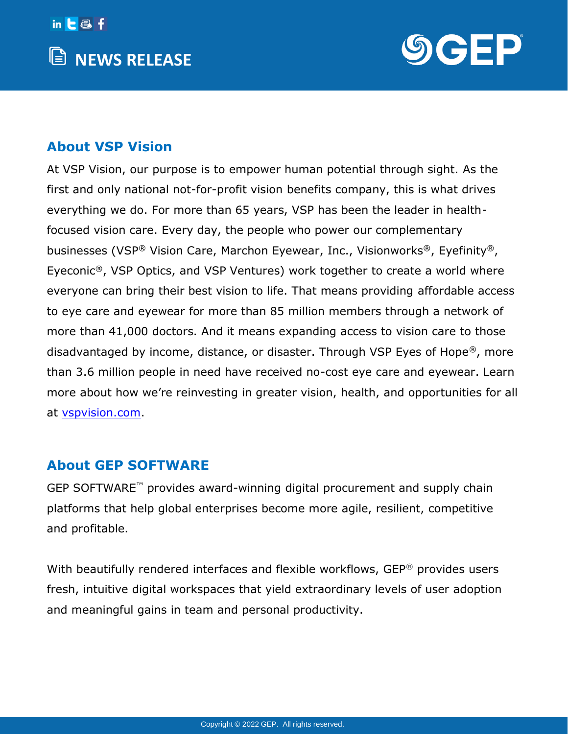## About VSP Vision

At VSP Vision, our purpose is to empower human potential through sight. As the first and only national not-for-profit vision benefits company, this is what drives everything we do. For more than 65 years, VSP has been the leader in health-focused vision care. Every day, the people who power our complementary businesses (VSP® Vision Care, Marchon Eyewear, Inc., Visionworks®, Eyefinity®, Eyeconic®, VSP Optics, and VSP Ventures) work together to create a world where everyone can bring their best vision to life. That means providing affordable access to eye care and eyewear for more than 85 million members through a network of more than 41,000 doctors. And it means expanding access to vision care to those disadvantaged by income, distance, or disaster. Through VSP Eyes of Hope®, more than 3.6 million people in need have received no-cost eye care and eyewear. Learn more about how we're reinvesting in greater vision, health, and opportunities for all at [vspvision.com](vspvision.com).

## About GEP SOFTWARE

GEP SOFTWARE™ provides award-winning digital procurement and supply chain platforms that help global enterprises become more agile, resilient, competitive and profitable.

With beautifully rendered interfaces and flexible workflows, GEP® provides users fresh, intuitive digital workspaces that yield extraordinary levels of user adoption and meaningful gains in team and personal productivity.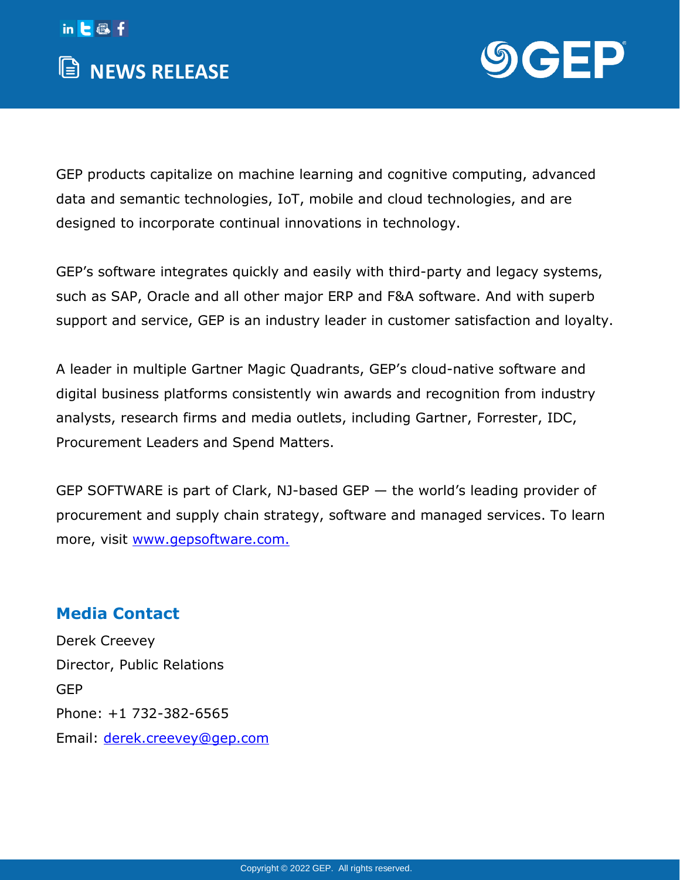GEP products capitalize on machine learning and cognitive computing, advanced data and semantic technologies, IoT, mobile and cloud technologies, and are designed to incorporate continual innovations in technology.

GEP's software integrates quickly and easily with third-party and legacy systems, such as SAP, Oracle and all other major ERP and F&A software. And with superb support and service, GEP is an industry leader in customer satisfaction and loyalty.

A leader in multiple Gartner Magic Quadrants, GEP's cloud-native software and digital business platforms consistently win awards and recognition from industry analysts, research firms and media outlets, including Gartner, Forrester, IDC, Procurement Leaders and Spend Matters.

GEP SOFTWARE is part of Clark, NJ-based GEP — the world's leading provider of procurement and supply chain strategy, software and managed services. To learn more, visit [www.gepsoftware.com.](http://www.gepsoftware.com)

## Media Contact

Derek Creevey
Director, Public Relations
GEP
Phone: +1 732-382-6565
Email: [derek.creevey@gep.com](mailto:derek.creevey@gep.com)